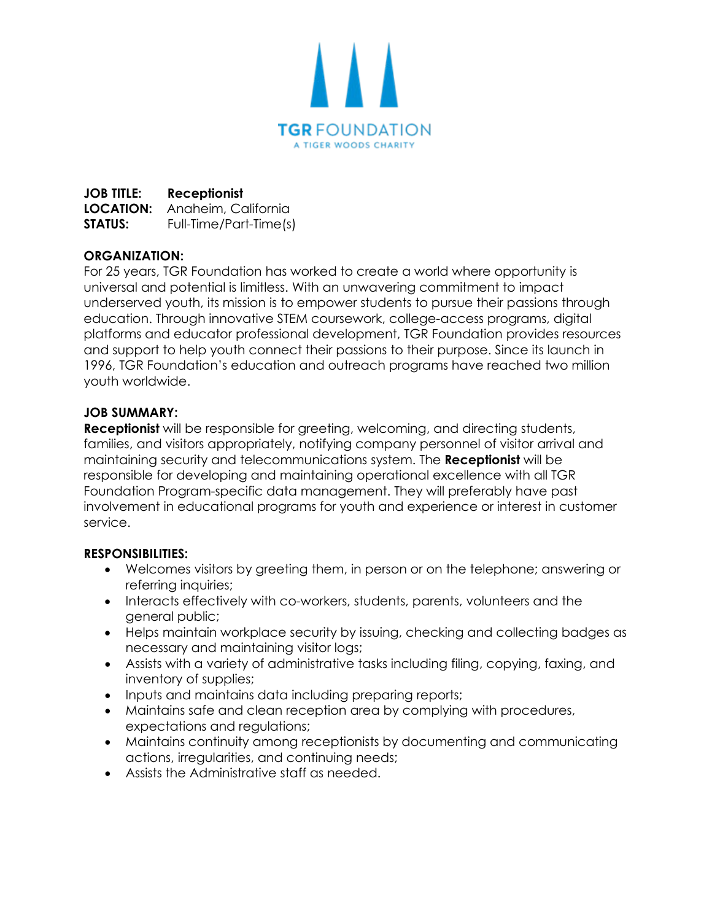TGR FOUNDATION
A TIGER WOODS CHARITY

**JOB TITLE:** **Receptionist**
**LOCATION:** Anaheim, California
**STATUS:** Full-Time/Part-Time(s)

**ORGANIZATION:**
For 25 years, TGR Foundation has worked to create a world where opportunity is universal and potential is limitless. With an unwavering commitment to impact underserved youth, its mission is to empower students to pursue their passions through education. Through innovative STEM coursework, college-access programs, digital platforms and educator professional development, TGR Foundation provides resources and support to help youth connect their passions to their purpose. Since its launch in 1996, TGR Foundation's education and outreach programs have reached two million youth worldwide.

**JOB SUMMARY:**
**Receptionist** will be responsible for greeting, welcoming, and directing students, families, and visitors appropriately, notifying company personnel of visitor arrival and maintaining security and telecommunications system. The **Receptionist** will be responsible for developing and maintaining operational excellence with all TGR Foundation Program-specific data management. They will preferably have past involvement in educational programs for youth and experience or interest in customer service.

**RESPONSIBILITIES:**

- Welcomes visitors by greeting them, in person or on the telephone; answering or referring inquiries;
- Interacts effectively with co-workers, students, parents, volunteers and the general public;
- Helps maintain workplace security by issuing, checking and collecting badges as necessary and maintaining visitor logs;
- Assists with a variety of administrative tasks including filing, copying, faxing, and inventory of supplies;
- Inputs and maintains data including preparing reports;
- Maintains safe and clean reception area by complying with procedures, expectations and regulations;
- Maintains continuity among receptionists by documenting and communicating actions, irregularities, and continuing needs;
- Assists the Administrative staff as needed.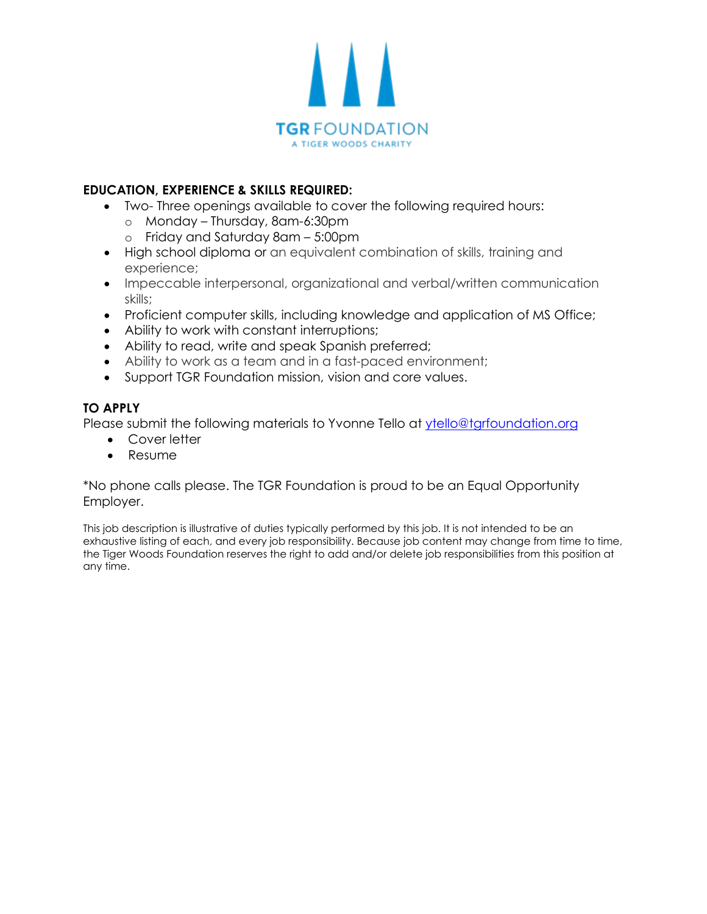TGR FOUNDATION
A TIGER WOODS CHARITY

**EDUCATION, EXPERIENCE & SKILLS REQUIRED:**

- Two- Three openings available to cover the following required hours:
  - Monday – Thursday, 8am-6:30pm
  - Friday and Saturday 8am – 5:00pm
- High school diploma or an equivalent combination of skills, training and experience;
- Impeccable interpersonal, organizational and verbal/written communication skills;
- Proficient computer skills, including knowledge and application of MS Office;
- Ability to work with constant interruptions;
- Ability to read, write and speak Spanish preferred;
- Ability to work as a team and in a fast-paced environment;
- Support TGR Foundation mission, vision and core values.

**TO APPLY**

Please submit the following materials to Yvonne Tello at ytello@tgrfoundation.org

- Cover letter
- Resume

*No phone calls please. The TGR Foundation is proud to be an Equal Opportunity Employer.

This job description is illustrative of duties typically performed by this job. It is not intended to be an exhaustive listing of each, and every job responsibility. Because job content may change from time to time, the Tiger Woods Foundation reserves the right to add and/or delete job responsibilities from this position at any time.